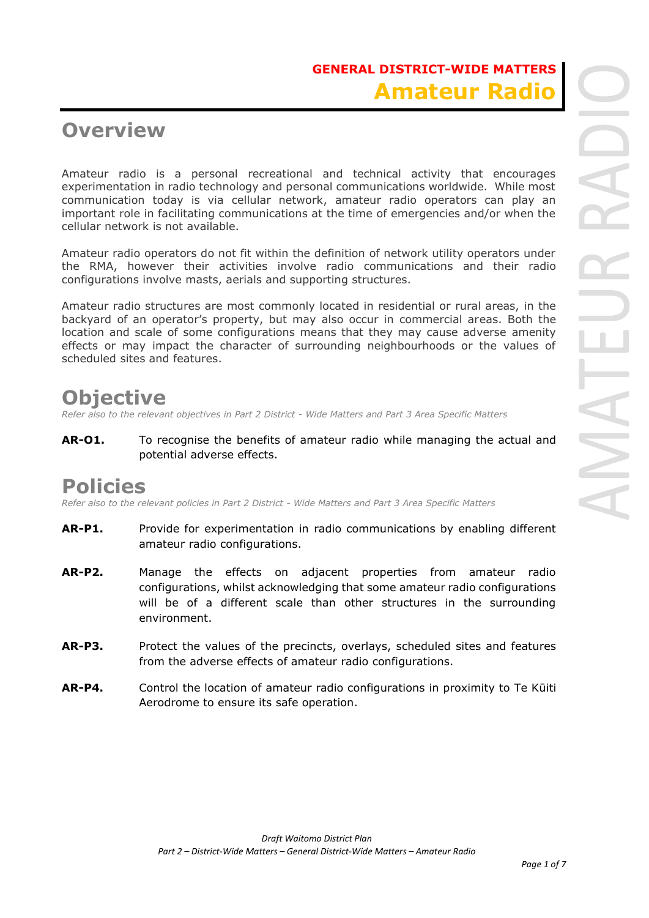# GENERAL DISTRICT-WIDE MATTERS

# Amateur Radio

## Overview

Amateur radio is a personal recreational and technical activity that encourages experimentation in radio technology and personal communications worldwide. While most communication today is via cellular network, amateur radio operators can play an important role in facilitating communications at the time of emergencies and/or when the cellular network is not available.

Amateur radio operators do not fit within the definition of network utility operators under the RMA, however their activities involve radio communications and their radio configurations involve masts, aerials and supporting structures.

Amateur radio structures are most commonly located in residential or rural areas, in the backyard of an operator's property, but may also occur in commercial areas. Both the location and scale of some configurations means that they may cause adverse amenity effects or may impact the character of surrounding neighbourhoods or the values of scheduled sites and features.

## Objective

*Refer also to the relevant objectives in Part 2 District - Wide Matters and Part 3 Area Specific Matters*

**AR-O1.** To recognise the benefits of amateur radio while managing the actual and potential adverse effects.

## Policies

*Refer also to the relevant policies in Part 2 District - Wide Matters and Part 3 Area Specific Matters*

**AR-P1.** Provide for experimentation in radio communications by enabling different amateur radio configurations.

**AR-P2.** Manage the effects on adjacent properties from amateur radio configurations, whilst acknowledging that some amateur radio configurations will be of a different scale than other structures in the surrounding environment.

**AR-P3.** Protect the values of the precincts, overlays, scheduled sites and features from the adverse effects of amateur radio configurations.

**AR-P4.** Control the location of amateur radio configurations in proximity to Te Kūiti Aerodrome to ensure its safe operation.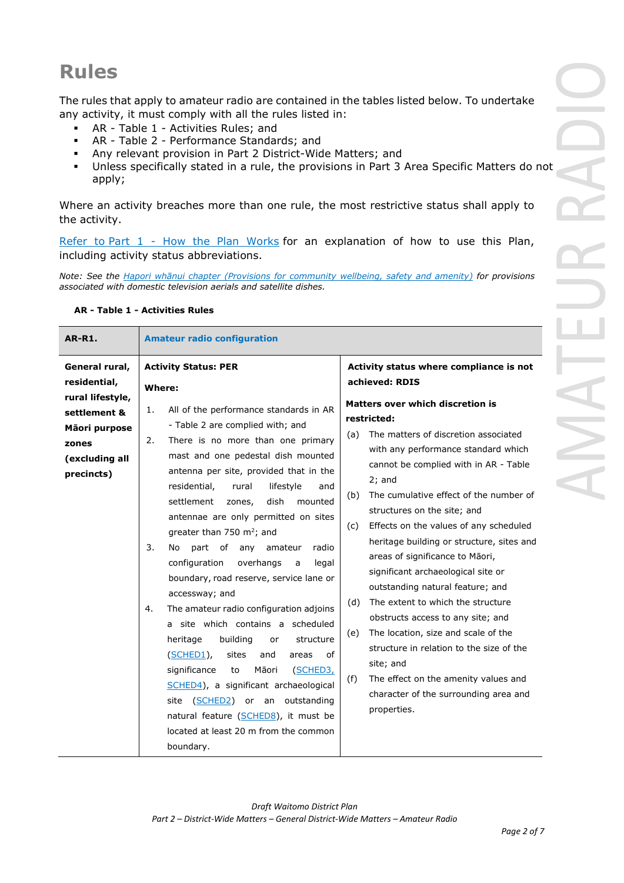# Rules

The rules that apply to amateur radio are contained in the tables listed below. To undertake any activity, it must comply with all the rules listed in:

- AR - Table 1 - Activities Rules; and
- AR - Table 2 - Performance Standards; and
- Any relevant provision in Part 2 District-Wide Matters; and
- Unless specifically stated in a rule, the provisions in Part 3 Area Specific Matters do not apply;

Where an activity breaches more than one rule, the most restrictive status shall apply to the activity.

Refer to Part 1 - How the Plan Works for an explanation of how to use this Plan, including activity status abbreviations.

*Note: See the Hapori whānui chapter (Provisions for community wellbeing, safety and amenity) for provisions associated with domestic television aerials and satellite dishes.*

**AR - Table 1 - Activities Rules**

| **AR-R1.** | **Amateur radio configuration** | |
|---|---|---|
| **General rural, residential, rural lifestyle, settlement & Māori purpose zones (excluding all precincts)** | **Activity Status: PER**<br><br>**Where:**<br><br>1. All of the performance standards in AR - Table 2 are complied with; and<br>2. There is no more than one primary mast and one pedestal dish mounted antenna per site, provided that in the residential, rural lifestyle and settlement zones, dish mounted antennae are only permitted on sites greater than 750 m²; and<br>3. No part of any amateur radio configuration overhangs a legal boundary, road reserve, service lane or accessway; and<br>4. The amateur radio configuration adjoins a site which contains a scheduled heritage building or structure (SCHED1), sites and areas of significance to Māori (SCHED3, SCHED4), a significant archaeological site (SCHED2) or an outstanding natural feature (SCHED8), it must be located at least 20 m from the common boundary. | **Activity status where compliance is not achieved: RDIS**<br><br>**Matters over which discretion is restricted:**<br><br>(a) The matters of discretion associated with any performance standard which cannot be complied with in AR - Table 2; and<br>(b) The cumulative effect of the number of structures on the site; and<br>(c) Effects on the values of any scheduled heritage building or structure, sites and areas of significance to Māori, significant archaeological site or outstanding natural feature; and<br>(d) The extent to which the structure obstructs access to any site; and<br>(e) The location, size and scale of the structure in relation to the size of the site; and<br>(f) The effect on the amenity values and character of the surrounding area and properties. |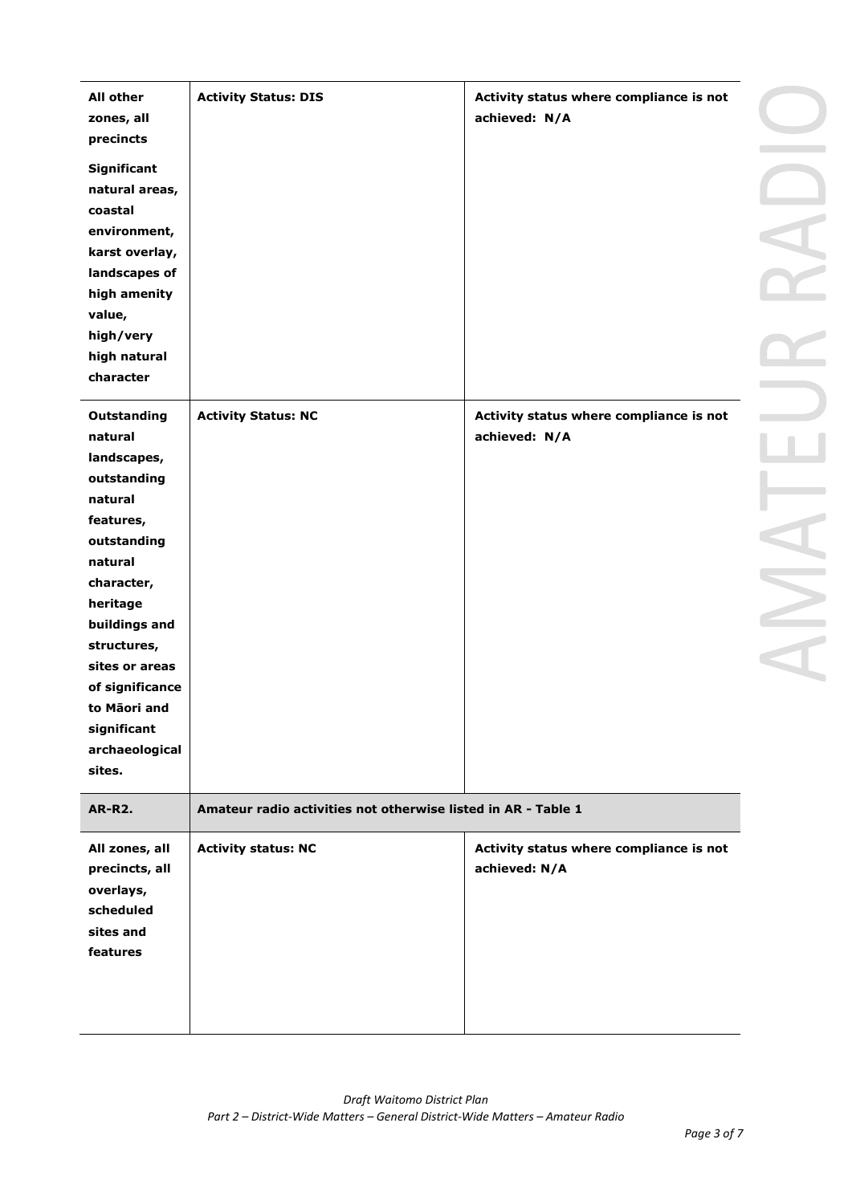| | | |
|---|---|---|
| **All other zones, all precincts**<br><br>**Significant natural areas, coastal environment, karst overlay, landscapes of high amenity value, high/very high natural character** | **Activity Status: DIS** | **Activity status where compliance is not achieved: N/A** |
| **Outstanding natural landscapes, outstanding natural features, outstanding natural character, heritage buildings and structures, sites or areas of significance to Māori and significant archaeological sites.** | **Activity Status: NC** | **Activity status where compliance is not achieved: N/A** |
| **AR-R2.** | **Amateur radio activities not otherwise listed in AR - Table 1** | |
| **All zones, all precincts, all overlays, scheduled sites and features** | **Activity status: NC** | **Activity status where compliance is not achieved: N/A** |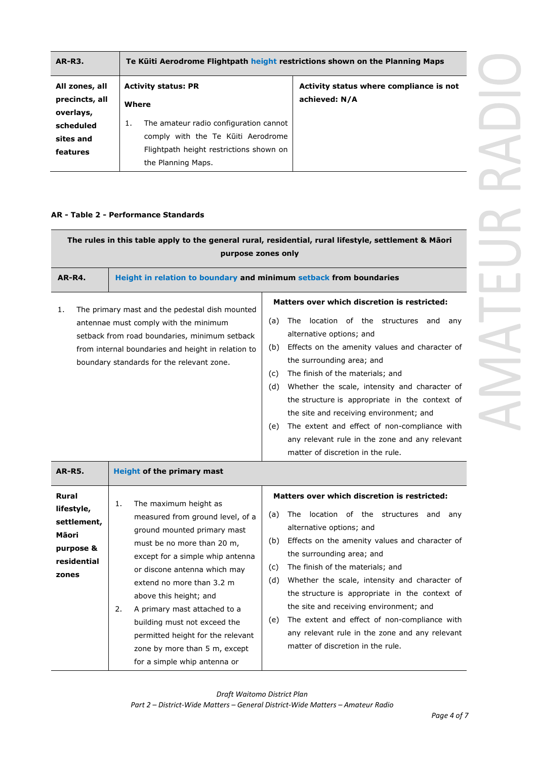| AR-R3. | Te Kūiti Aerodrome Flightpath height restrictions shown on the Planning Maps | |
|---|---|---|
| All zones, all precincts, all overlays, scheduled sites and features | **Activity status: PR**<br><br>**Where**<br><br>1. The amateur radio configuration cannot comply with the Te Kūiti Aerodrome Flightpath height restrictions shown on the Planning Maps. | **Activity status where compliance is not achieved: N/A** |

**AR - Table 2 - Performance Standards**

| The rules in this table apply to the general rural, residential, rural lifestyle, settlement & Māori purpose zones only | | |
|---|---|---|
| **AR-R4.** | **Height in relation to boundary and minimum setback from boundaries** | |
| 1. The primary mast and the pedestal dish mounted antennae must comply with the minimum setback from road boundaries, minimum setback from internal boundaries and height in relation to boundary standards for the relevant zone. | | **Matters over which discretion is restricted:**<br><br>(a) The location of the structures and any alternative options; and<br>(b) Effects on the amenity values and character of the surrounding area; and<br>(c) The finish of the materials; and<br>(d) Whether the scale, intensity and character of the structure is appropriate in the context of the site and receiving environment; and<br>(e) The extent and effect of non-compliance with any relevant rule in the zone and any relevant matter of discretion in the rule. |
| **AR-R5.** | **Height of the primary mast** | |
| **Rural lifestyle, settlement, Māori purpose & residential zones** | 1. The maximum height as measured from ground level, of a ground mounted primary mast must be no more than 20 m, except for a simple whip antenna or discone antenna which may extend no more than 3.2 m above this height; and<br>2. A primary mast attached to a building must not exceed the permitted height for the relevant zone by more than 5 m, except for a simple whip antenna or | **Matters over which discretion is restricted:**<br><br>(a) The location of the structures and any alternative options; and<br>(b) Effects on the amenity values and character of the surrounding area; and<br>(c) The finish of the materials; and<br>(d) Whether the scale, intensity and character of the structure is appropriate in the context of the site and receiving environment; and<br>(e) The extent and effect of non-compliance with any relevant rule in the zone and any relevant matter of discretion in the rule. |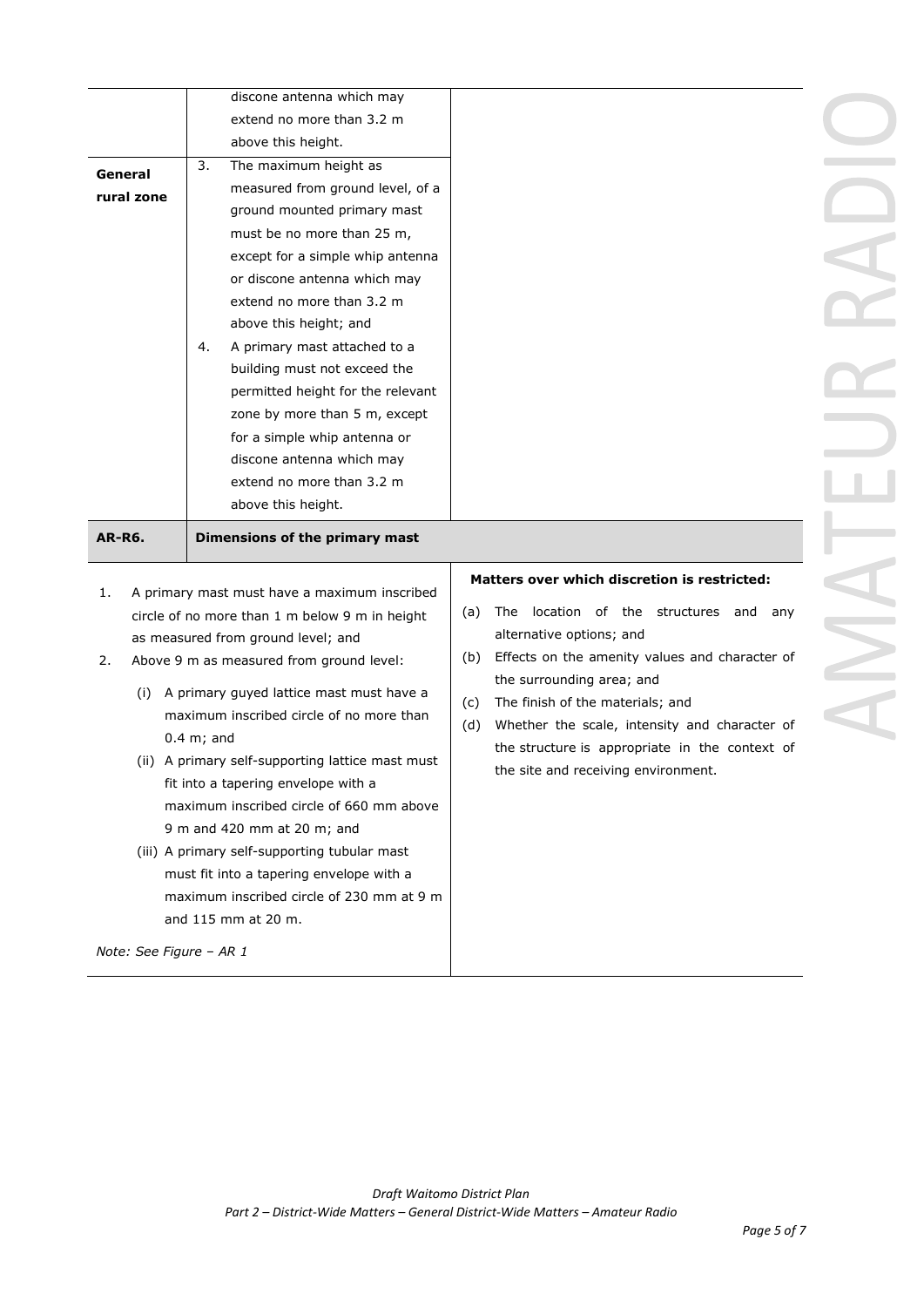| | | |
|---|---|---|
| | discone antenna which may extend no more than 3.2 m above this height. | |
| **General rural zone** | 3. The maximum height as measured from ground level, of a ground mounted primary mast must be no more than 25 m, except for a simple whip antenna or discone antenna which may extend no more than 3.2 m above this height; and<br>4. A primary mast attached to a building must not exceed the permitted height for the relevant zone by more than 5 m, except for a simple whip antenna or discone antenna which may extend no more than 3.2 m above this height. | |

| **AR-R6.** | **Dimensions of the primary mast** |
|---|---|
| 1. A primary mast must have a maximum inscribed circle of no more than 1 m below 9 m in height as measured from ground level; and<br>2. Above 9 m as measured from ground level:<br>(i) A primary guyed lattice mast must have a maximum inscribed circle of no more than 0.4 m; and<br>(ii) A primary self-supporting lattice mast must fit into a tapering envelope with a maximum inscribed circle of 660 mm above 9 m and 420 mm at 20 m; and<br>(iii) A primary self-supporting tubular mast must fit into a tapering envelope with a maximum inscribed circle of 230 mm at 9 m and 115 mm at 20 m.<br>*Note: See Figure – AR 1* | **Matters over which discretion is restricted:**<br>(a) The location of the structures and any alternative options; and<br>(b) Effects on the amenity values and character of the surrounding area; and<br>(c) The finish of the materials; and<br>(d) Whether the scale, intensity and character of the structure is appropriate in the context of the site and receiving environment. |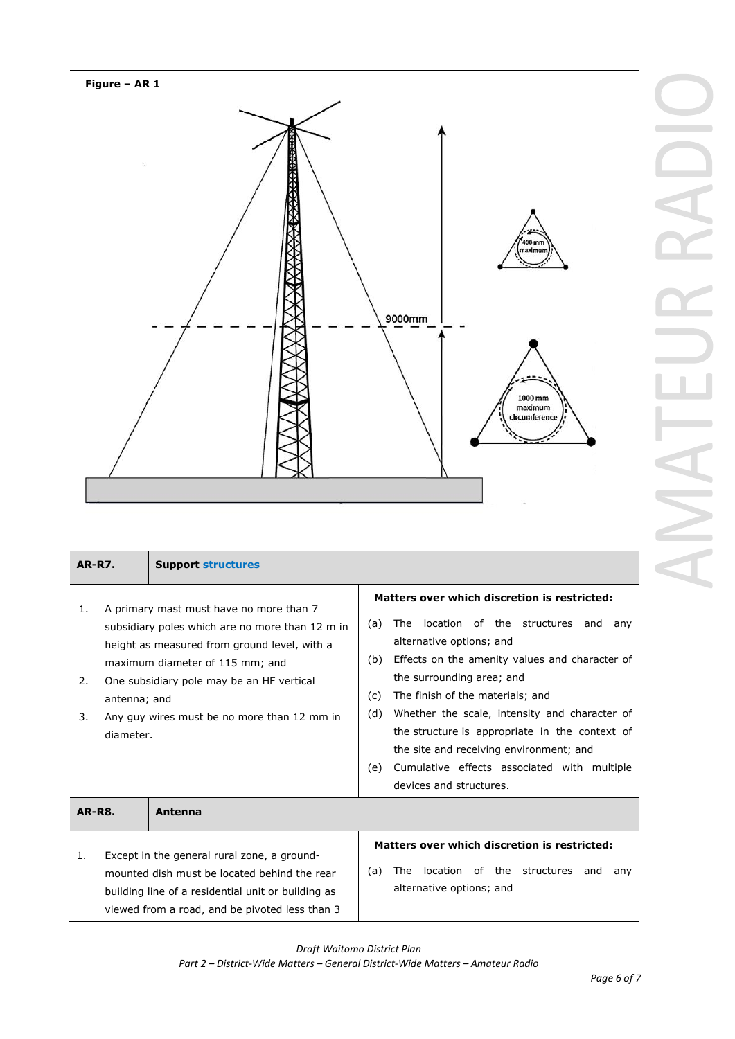**Figure – AR 1**

9000mm

400 mm maximum

1000 mm maximum circumference

| AR-R7. | Support structures | |
|---|---|---|
| 1. A primary mast must have no more than 7 subsidiary poles which are no more than 12 m in height as measured from ground level, with a maximum diameter of 115 mm; and<br>2. One subsidiary pole may be an HF vertical antenna; and<br>3. Any guy wires must be no more than 12 mm in diameter. | | **Matters over which discretion is restricted:**<br>(a) The location of the structures and any alternative options; and<br>(b) Effects on the amenity values and character of the surrounding area; and<br>(c) The finish of the materials; and<br>(d) Whether the scale, intensity and character of the structure is appropriate in the context of the site and receiving environment; and<br>(e) Cumulative effects associated with multiple devices and structures. |

| AR-R8. | Antenna | |
|---|---|---|
| 1. Except in the general rural zone, a ground-mounted dish must be located behind the rear building line of a residential unit or building as viewed from a road, and be pivoted less than 3 | | **Matters over which discretion is restricted:**<br>(a) The location of the structures and any alternative options; and |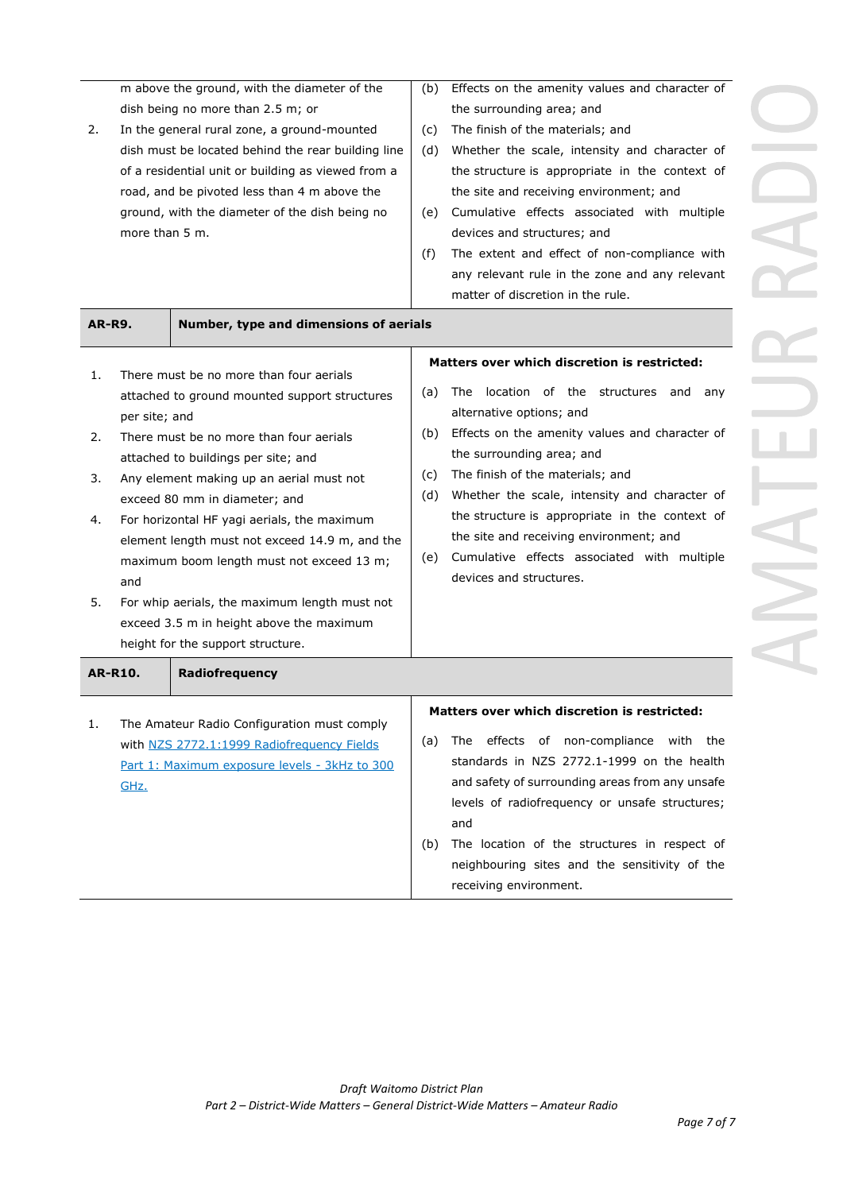| | | |
|---|---|---|
| | m above the ground, with the diameter of the dish being no more than 2.5 m; or<br>2. In the general rural zone, a ground-mounted dish must be located behind the rear building line of a residential unit or building as viewed from a road, and be pivoted less than 4 m above the ground, with the diameter of the dish being no more than 5 m. | (b) Effects on the amenity values and character of the surrounding area; and<br>(c) The finish of the materials; and<br>(d) Whether the scale, intensity and character of the structure is appropriate in the context of the site and receiving environment; and<br>(e) Cumulative effects associated with multiple devices and structures; and<br>(f) The extent and effect of non-compliance with any relevant rule in the zone and any relevant matter of discretion in the rule. |
| **AR-R9.** | **Number, type and dimensions of aerials** | |
| | 1. There must be no more than four aerials attached to ground mounted support structures per site; and<br>2. There must be no more than four aerials attached to buildings per site; and<br>3. Any element making up an aerial must not exceed 80 mm in diameter; and<br>4. For horizontal HF yagi aerials, the maximum element length must not exceed 14.9 m, and the maximum boom length must not exceed 13 m; and<br>5. For whip aerials, the maximum length must not exceed 3.5 m in height above the maximum height for the support structure. | **Matters over which discretion is restricted:**<br>(a) The location of the structures and any alternative options; and<br>(b) Effects on the amenity values and character of the surrounding area; and<br>(c) The finish of the materials; and<br>(d) Whether the scale, intensity and character of the structure is appropriate in the context of the site and receiving environment; and<br>(e) Cumulative effects associated with multiple devices and structures. |
| **AR-R10.** | **Radiofrequency** | |
| | 1. The Amateur Radio Configuration must comply with NZS 2772.1:1999 Radiofrequency Fields Part 1: Maximum exposure levels - 3kHz to 300 GHz. | **Matters over which discretion is restricted:**<br>(a) The effects of non-compliance with the standards in NZS 2772.1-1999 on the health and safety of surrounding areas from any unsafe levels of radiofrequency or unsafe structures; and<br>(b) The location of the structures in respect of neighbouring sites and the sensitivity of the receiving environment. |